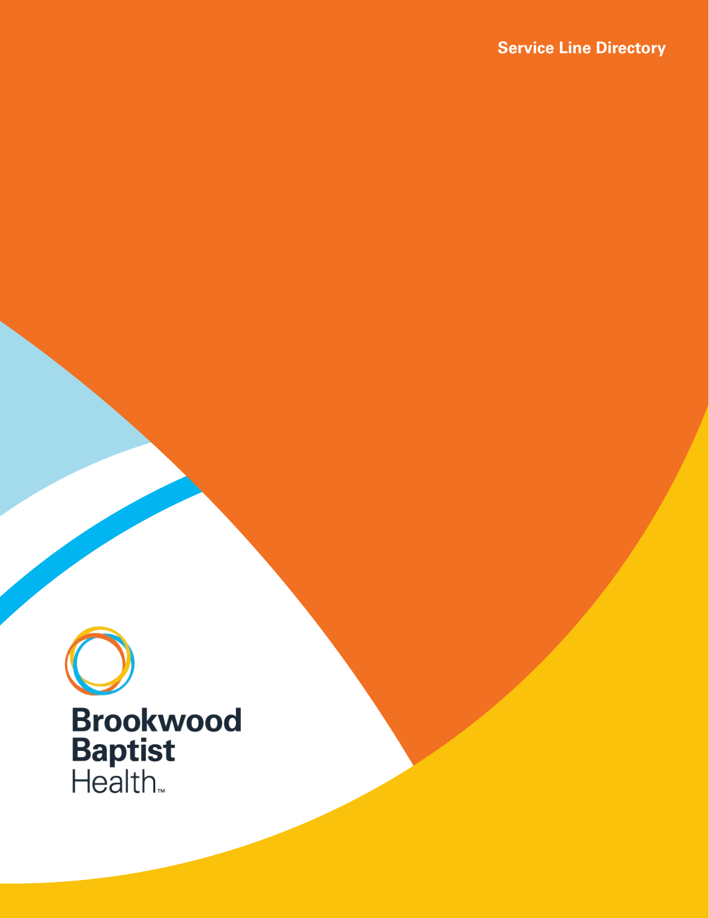Service Line Directory

# Brookwood Baptist Health™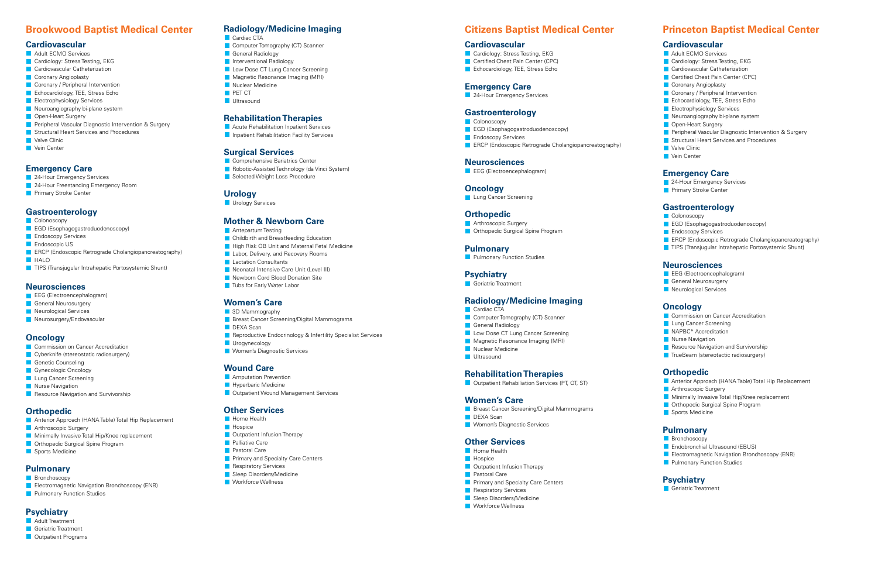## Brookwood Baptist Medical Center

### Cardiovascular

- Adult ECMO Services
- Cardiology: Stress Testing, EKG
- Cardiovascular Catheterization
- Coronary Angioplasty
- Coronary / Peripheral Intervention
- Echocardiology, TEE, Stress Echo
- Electrophysiology Services
- Neuroangiography bi-plane system
- Open-Heart Surgery
- Peripheral Vascular Diagnostic Intervention & Surgery
- Structural Heart Services and Procedures
- Valve Clinic
- Vein Center

### Emergency Care

- 24-Hour Emergency Services
- 24-Hour Freestanding Emergency Room
- Primary Stroke Center

### Gastroenterology

- Colonoscopy
- EGD (Esophagogastroduodenoscopy)
- Endoscopy Services
- Endoscopic US
- ERCP (Endoscopic Retrograde Cholangiopancreatography)
- HALO
- TIPS (Transjugular Intrahepatic Portosystemic Shunt)

### Neurosciences

- EEG (Electroencephalogram)
- General Neurosurgery
- Neurological Services
- Neurosurgery/Endovascular

### Oncology

- Commission on Cancer Accreditation
- Cyberknife (stereostatic radiosurgery)
- Genetic Counseling
- Gynecologic Oncology
- Lung Cancer Screening
- Nurse Navigation
- Resource Navigation and Survivorship

### Orthopedic

- Anterior Approach (HANA Table) Total Hip Replacement
- Arthroscopic Surgery
- Minimally Invasive Total Hip/Knee replacement
- Orthopedic Surgical Spine Program
- Sports Medicine

### Pulmonary

- Bronchoscopy
- Electromagnetic Navigation Bronchoscopy (ENB)
- Pulmonary Function Studies

### Psychiatry

- Adult Treatment
- Geriatric Treatment
- Outpatient Programs

### Radiology/Medicine Imaging

- Cardiac CTA
- Computer Tomography (CT) Scanner
- General Radiology
- Interventional Radiology
- Low Dose CT Lung Cancer Screening
- Magnetic Resonance Imaging (MRI)
- Nuclear Medicine
- PET CT
- Ultrasound

### Rehabilitation Therapies

- Acute Rehabilitation Inpatient Services
- Inpatient Rehabilitation Facility Services

### Surgical Services

- Comprehensive Bariatrics Center
- Robotic-Assisted Technology (da Vinci System)
- Selected Weight Loss Procedure

### Urology

- Urology Services

### Mother & Newborn Care

- Antepartum Testing
- Childbirth and Breastfeeding Education
- High Risk OB Unit and Maternal Fetal Medicine
- Labor, Delivery, and Recovery Rooms
- Lactation Consultants
- Neonatal Intensive Care Unit (Level III)
- Newborn Cord Blood Donation Site
- Tubs for Early Water Labor

### Women's Care

- 3D Mammography
- Breast Cancer Screening/Digital Mammograms
- DEXA Scan
- Reproductive Endocrinology & Infertility Specialist Services
- Urogynecology
- Women's Diagnostic Services

### Wound Care

- Amputation Prevention
- Hyperbaric Medicine
- Outpatient Wound Management Services

### Other Services

- Home Health
- Hospice
- Outpatient Infusion Therapy
- Palliative Care
- Pastoral Care
- Primary and Specialty Care Centers
- Respiratory Services
- Sleep Disorders/Medicine
- Workforce Wellness

## Citizens Baptist Medical Center

### Cardiovascular

- Cardiology: Stress Testing, EKG
- Certified Chest Pain Center (CPC)
- Echocardiology, TEE, Stress Echo

### Emergency Care

- 24-Hour Emergency Services

### Gastroenterology

- Colonoscopy
- EGD (Esophagogastroduodenoscopy)
- Endoscopy Services
- ERCP (Endoscopic Retrograde Cholangiopancreatography)

### Neurosciences

- EEG (Electroencephalogram)

### Oncology

- Lung Cancer Screening

### Orthopedic

- Arthroscopic Surgery
- Orthopedic Surgical Spine Program

### Pulmonary

- Pulmonary Function Studies

### Psychiatry

- Geriatric Treatment

### Radiology/Medicine Imaging

- Cardiac CTA
- Computer Tomography (CT) Scanner
- General Radiology
- Low Dose CT Lung Cancer Screening
- Magnetic Resonance Imaging (MRI)
- Nuclear Medicine
- Ultrasound

### Rehabilitation Therapies

- Outpatient Rehabilitation Services (PT, OT, ST)

### Women's Care

- Breast Cancer Screening/Digital Mammograms
- DEXA Scan
- Women's Diagnostic Services

### Other Services

- Home Health
- Hospice
- Outpatient Infusion Therapy
- Pastoral Care
- Primary and Specialty Care Centers
- Respiratory Services
- Sleep Disorders/Medicine
- Workforce Wellness

## Princeton Baptist Medical Center

### Cardiovascular

- Adult ECMO Services
- Cardiology: Stress Testing, EKG
- Cardiovascular Catheterization
- Certified Chest Pain Center (CPC)
- Coronary Angioplasty
- Coronary / Peripheral Intervention
- Echocardiology, TEE, Stress Echo
- Electrophysiology Services
- Neuroangiography bi-plane system
- Open-Heart Surgery
- Peripheral Vascular Diagnostic Intervention & Surgery
- Structural Heart Services and Procedures
- Valve Clinic
- Vein Center

### Emergency Care

- 24-Hour Emergency Services
- Primary Stroke Center

### Gastroenterology

- Colonoscopy
- EGD (Esophagogastroduodenoscopy)
- Endoscopy Services
- ERCP (Endoscopic Retrograde Cholangiopancreatography)
- TIPS (Transjugular Intrahepatic Portosystemic Shunt)

### Neurosciences

- EEG (Electroencephalogram)
- General Neurosurgery
- Neurological Services

### Oncology

- Commission on Cancer Accreditation
- Lung Cancer Screening
- NAPBC* Accreditation
- Nurse Navigation
- Resource Navigation and Survivorship
- TrueBeam (stereotactic radiosurgery)

### Orthopedic

- Anterior Approach (HANA Table) Total Hip Replacement
- Arthroscopic Surgery
- Minimally Invasive Total Hip/Knee replacement
- Orthopedic Surgical Spine Program
- Sports Medicine

### Pulmonary

- Bronchoscopy
- Endobronchial Ultrasound (EBUS)
- Electromagnetic Navigation Bronchoscopy (ENB)
- Pulmonary Function Studies

### Psychiatry

- Geriatric Treatment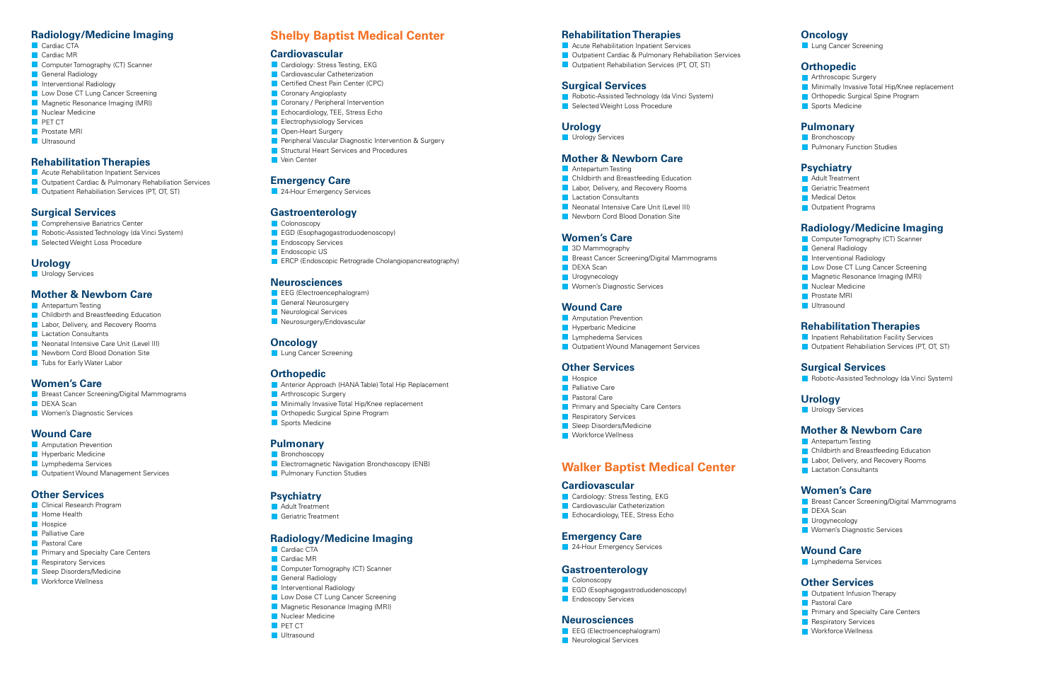## Radiology/Medicine Imaging

- Cardiac CTA
- Cardiac MR
- Computer Tomography (CT) Scanner
- General Radiology
- Interventional Radiology
- Low Dose CT Lung Cancer Screening
- Magnetic Resonance Imaging (MRI)
- Nuclear Medicine
- PET CT
- Prostate MRI
- Ultrasound

## Rehabilitation Therapies

- Acute Rehabilitation Inpatient Services
- Outpatient Cardiac & Pulmonary Rehabilitation Services
- Outpatient Rehabilitation Services (PT, OT, ST)

## Surgical Services

- Comprehensive Bariatrics Center
- Robotic-Assisted Technology (da Vinci System)
- Selected Weight Loss Procedure

## Urology

- Urology Services

## Mother & Newborn Care

- Antepartum Testing
- Childbirth and Breastfeeding Education
- Labor, Delivery, and Recovery Rooms
- Lactation Consultants
- Neonatal Intensive Care Unit (Level III)
- Newborn Cord Blood Donation Site
- Tubs for Early Water Labor

## Women's Care

- Breast Cancer Screening/Digital Mammograms
- DEXA Scan
- Women's Diagnostic Services

## Wound Care

- Amputation Prevention
- Hyperbaric Medicine
- Lymphedema Services
- Outpatient Wound Management Services

## Other Services

- Clinical Research Program
- Home Health
- Hospice
- Palliative Care
- Pastoral Care
- Primary and Specialty Care Centers
- Respiratory Services
- Sleep Disorders/Medicine
- Workforce Wellness

# Shelby Baptist Medical Center

## Cardiovascular

- Cardiology: Stress Testing, EKG
- Cardiovascular Catheterization
- Certified Chest Pain Center (CPC)
- Coronary Angioplasty
- Coronary / Peripheral Intervention
- Echocardiology, TEE, Stress Echo
- Electrophysiology Services
- Open-Heart Surgery
- Peripheral Vascular Diagnostic Intervention & Surgery
- Structural Heart Services and Procedures
- Vein Center

## Emergency Care

- 24-Hour Emergency Services

## Gastroenterology

- Colonoscopy
- EGD (Esophagogastroduodenoscopy)
- Endoscopy Services
- Endoscopic US
- ERCP (Endoscopic Retrograde Cholangiopancreatography)

## Neurosciences

- EEG (Electroencephalogram)
- General Neurosurgery
- Neurological Services
- Neurosurgery/Endovascular

## Oncology

- Lung Cancer Screening

## Orthopedic

- Anterior Approach (HANA Table) Total Hip Replacement
- Arthroscopic Surgery
- Minimally Invasive Total Hip/Knee replacement
- Orthopedic Surgical Spine Program
- Sports Medicine

## Pulmonary

- Bronchoscopy
- Electromagnetic Navigation Bronchoscopy (ENB)
- Pulmonary Function Studies

## Psychiatry

- Adult Treatment
- Geriatric Treatment

## Radiology/Medicine Imaging

- Cardiac CTA
- Cardiac MR
- Computer Tomography (CT) Scanner
- General Radiology
- Interventional Radiology
- Low Dose CT Lung Cancer Screening
- Magnetic Resonance Imaging (MRI)
- Nuclear Medicine
- PET CT
- Ultrasound

## Rehabilitation Therapies

- Acute Rehabilitation Inpatient Services
- Outpatient Cardiac & Pulmonary Rehabilitation Services
- Outpatient Rehabilitation Services (PT, OT, ST)

## Surgical Services

- Robotic-Assisted Technology (da Vinci System)
- Selected Weight Loss Procedure

## Urology

- Urology Services

## Mother & Newborn Care

- Antepartum Testing
- Childbirth and Breastfeeding Education
- Labor, Delivery, and Recovery Rooms
- Lactation Consultants
- Neonatal Intensive Care Unit (Level III)
- Newborn Cord Blood Donation Site

## Women's Care

- 3D Mammography
- Breast Cancer Screening/Digital Mammograms
- DEXA Scan
- Urogynecology
- Women's Diagnostic Services

## Wound Care

- Amputation Prevention
- Hyperbaric Medicine
- Lymphedema Services
- Outpatient Wound Management Services

## Other Services

- Hospice
- Palliative Care
- Pastoral Care
- Primary and Specialty Care Centers
- Respiratory Services
- Sleep Disorders/Medicine
- Workforce Wellness

# Walker Baptist Medical Center

## Cardiovascular

- Cardiology: Stress Testing, EKG
- Cardiovascular Catheterization
- Echocardiology, TEE, Stress Echo

## Emergency Care

- 24-Hour Emergency Services

## Gastroenterology

- Colonoscopy
- EGD (Esophagogastroduodenoscopy)
- Endoscopy Services

## Neurosciences

- EEG (Electroencephalogram)
- Neurological Services

## Oncology

- Lung Cancer Screening

## Orthopedic

- Arthroscopic Surgery
- Minimally Invasive Total Hip/Knee replacement
- Orthopedic Surgical Spine Program
- Sports Medicine

## Pulmonary

- Bronchoscopy
- Pulmonary Function Studies

## Psychiatry

- Adult Treatment
- Geriatric Treatment
- Medical Detox
- Outpatient Programs

## Radiology/Medicine Imaging

- Computer Tomography (CT) Scanner
- General Radiology
- Interventional Radiology
- Low Dose CT Lung Cancer Screening
- Magnetic Resonance Imaging (MRI)
- Nuclear Medicine
- Prostate MRI
- Ultrasound

## Rehabilitation Therapies

- Inpatient Rehabilitation Facility Services
- Outpatient Rehabilitation Services (PT, OT, ST)

## Surgical Services

- Robotic-Assisted Technology (da Vinci System)

## Urology

- Urology Services

## Mother & Newborn Care

- Antepartum Testing
- Childbirth and Breastfeeding Education
- Labor, Delivery, and Recovery Rooms
- Lactation Consultants

## Women's Care

- Breast Cancer Screening/Digital Mammograms
- DEXA Scan
- Urogynecology
- Women's Diagnostic Services

## Wound Care

- Lymphedema Services

## Other Services

- Outpatient Infusion Therapy
- Pastoral Care
- Primary and Specialty Care Centers
- Respiratory Services
- Workforce Wellness